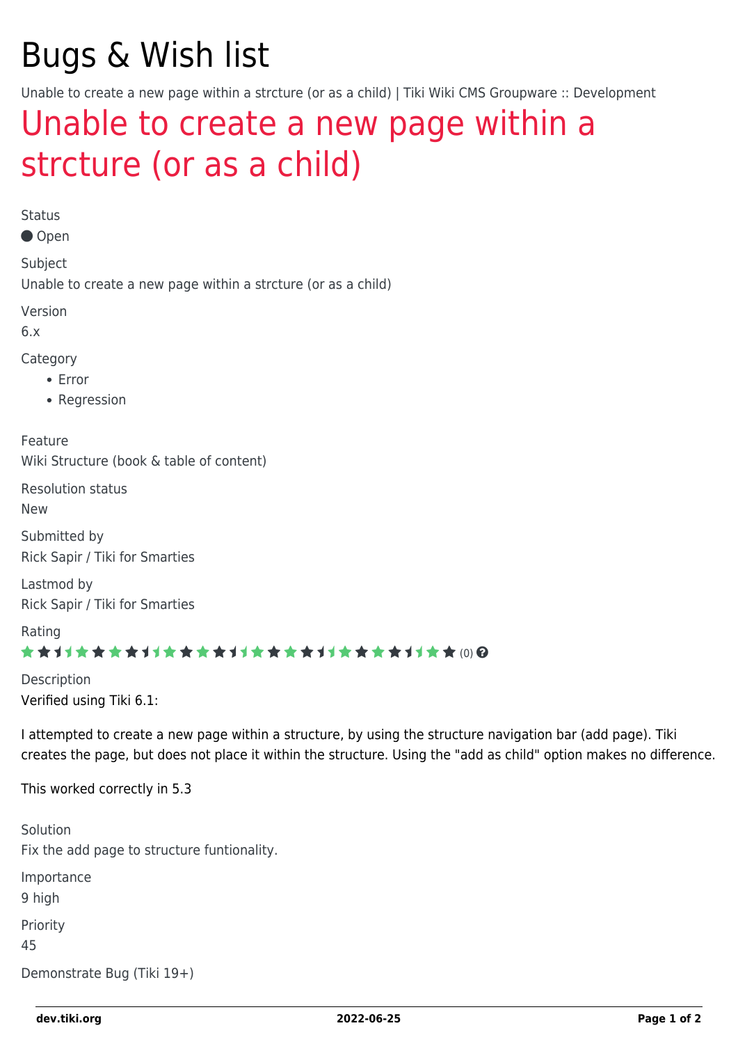# Bugs & Wish list

Unable to create a new page within a strcture (or as a child) | Tiki Wiki CMS Groupware :: Development

## Unable to create a new page within a strcture (or as a child)

Status

Open

Subject

Unable to create a new page within a strcture (or as a child)

Version

6.x

Category

- Error
- Regression

Feature

Wiki Structure (book & table of content)

Resolution status

New

Submitted by

Rick Sapir / Tiki for Smarties

Lastmod by

Rick Sapir / Tiki for Smarties

Rating

(0)

Description

Verified using Tiki 6.1:

I attempted to create a new page within a structure, by using the structure navigation bar (add page). Tiki creates the page, but does not place it within the structure. Using the "add as child" option makes no difference.

This worked correctly in 5.3

Solution

Fix the add page to structure funtionality.

Importance

9 high

Priority

45

Demonstrate Bug (Tiki 19+)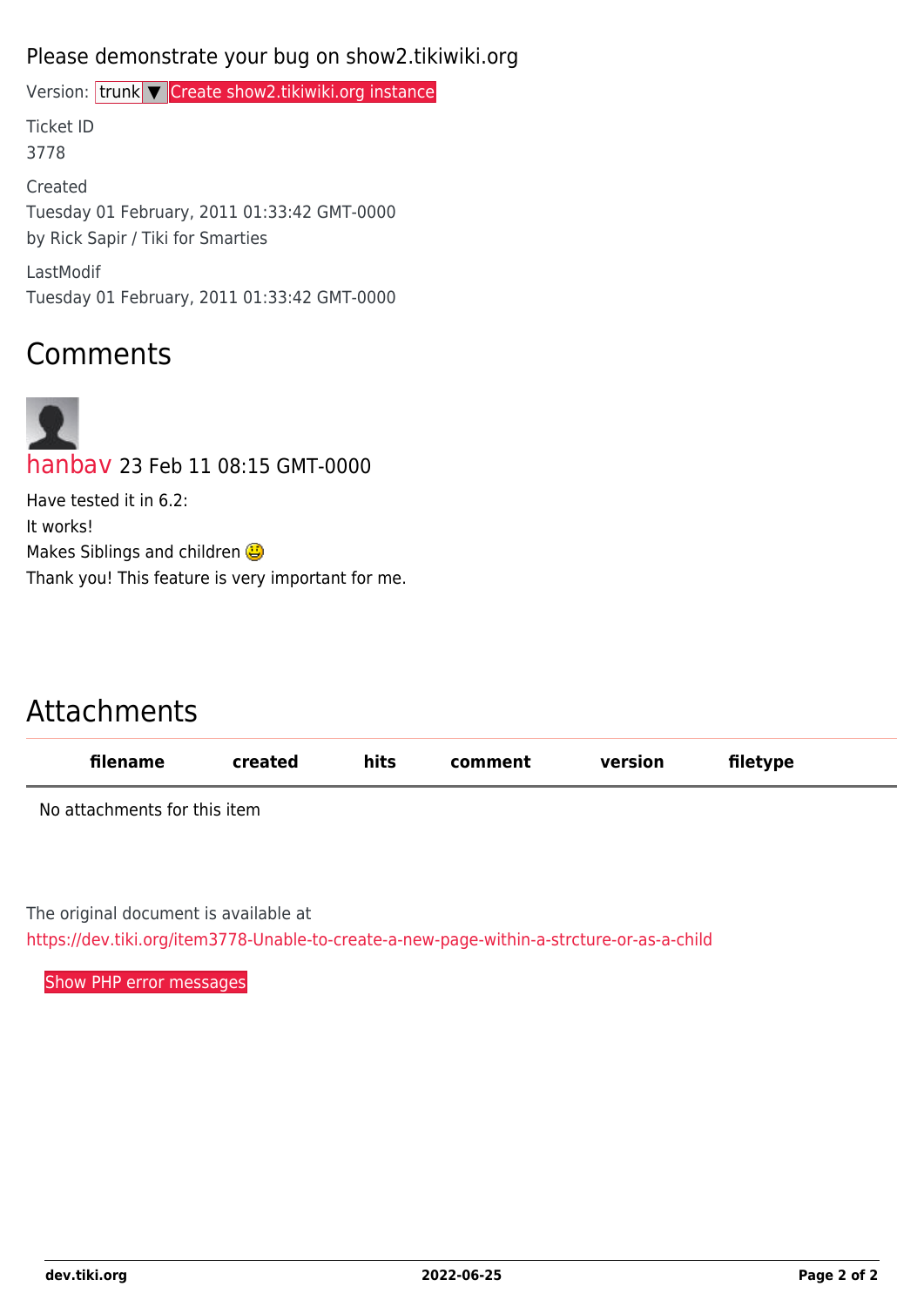Please demonstrate your bug on show2.tikiwiki.org

Version: trunk ▼ Create show2.tikiwiki.org instance

Ticket ID

3778

Created

Tuesday 01 February, 2011 01:33:42 GMT-0000

by Rick Sapir / Tiki for Smarties

LastModif

Tuesday 01 February, 2011 01:33:42 GMT-0000

## Comments

hanbav 23 Feb 11 08:15 GMT-0000

Have tested it in 6.2:

It works!

Makes Siblings and children

Thank you! This feature is very important for me.

## Attachments

| filename | created | hits | comment | version | filetype |
|---|---|---|---|---|---|
| No attachments for this item | | | | | |

The original document is available at

https://dev.tiki.org/item3778-Unable-to-create-a-new-page-within-a-strcture-or-as-a-child

Show PHP error messages